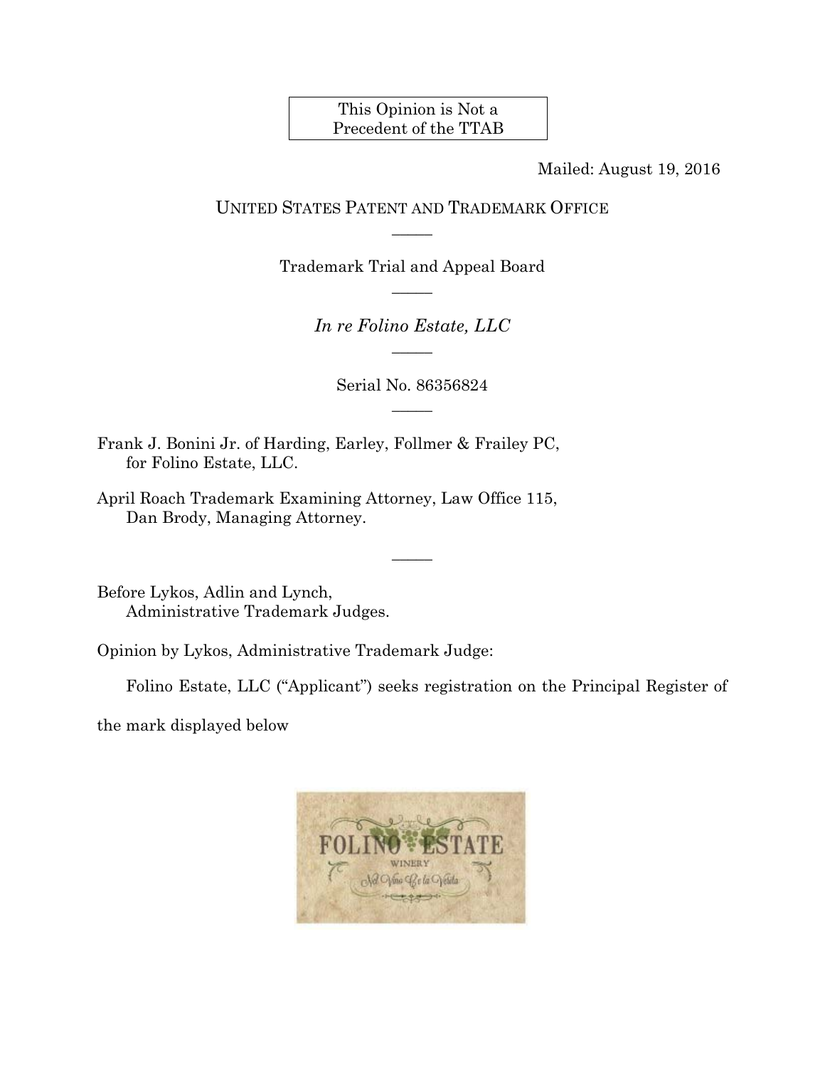This Opinion is Not a Precedent of the TTAB

Mailed: August 19, 2016

UNITED STATES PATENT AND TRADEMARK OFFICE

—————

Trademark Trial and Appeal Board

—————

*In re Folino Estate, LLC*

—————

Serial No. 86356824

—————

Frank J. Bonini Jr. of Harding, Earley, Follmer & Frailey PC,
for Folino Estate, LLC.

April Roach Trademark Examining Attorney, Law Office 115,
Dan Brody, Managing Attorney.

—————

Before Lykos, Adlin and Lynch,
Administrative Trademark Judges.

Opinion by Lykos, Administrative Trademark Judge:

Folino Estate, LLC ("Applicant") seeks registration on the Principal Register of the mark displayed below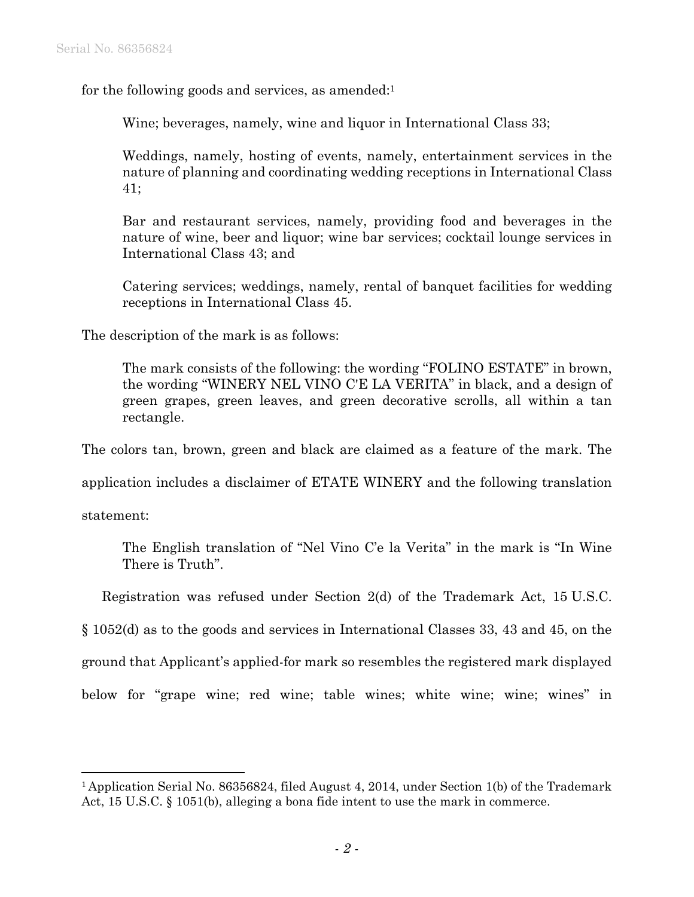for the following goods and services, as amended:[1]

> Wine; beverages, namely, wine and liquor in International Class 33;
>
> Weddings, namely, hosting of events, namely, entertainment services in the nature of planning and coordinating wedding receptions in International Class 41;
>
> Bar and restaurant services, namely, providing food and beverages in the nature of wine, beer and liquor; wine bar services; cocktail lounge services in International Class 43; and
>
> Catering services; weddings, namely, rental of banquet facilities for wedding receptions in International Class 45.

The description of the mark is as follows:

> The mark consists of the following: the wording "FOLINO ESTATE" in brown, the wording "WINERY NEL VINO C'E LA VERITA" in black, and a design of green grapes, green leaves, and green decorative scrolls, all within a tan rectangle.

The colors tan, brown, green and black are claimed as a feature of the mark. The application includes a disclaimer of ETATE WINERY and the following translation statement:

> The English translation of "Nel Vino C'e la Verita" in the mark is "In Wine There is Truth".

Registration was refused under Section 2(d) of the Trademark Act, 15 U.S.C. § 1052(d) as to the goods and services in International Classes 33, 43 and 45, on the ground that Applicant's applied-for mark so resembles the registered mark displayed below for "grape wine; red wine; table wines; white wine; wine; wines" in

---

[1] Application Serial No. 86356824, filed August 4, 2014, under Section 1(b) of the Trademark Act, 15 U.S.C. § 1051(b), alleging a bona fide intent to use the mark in commerce.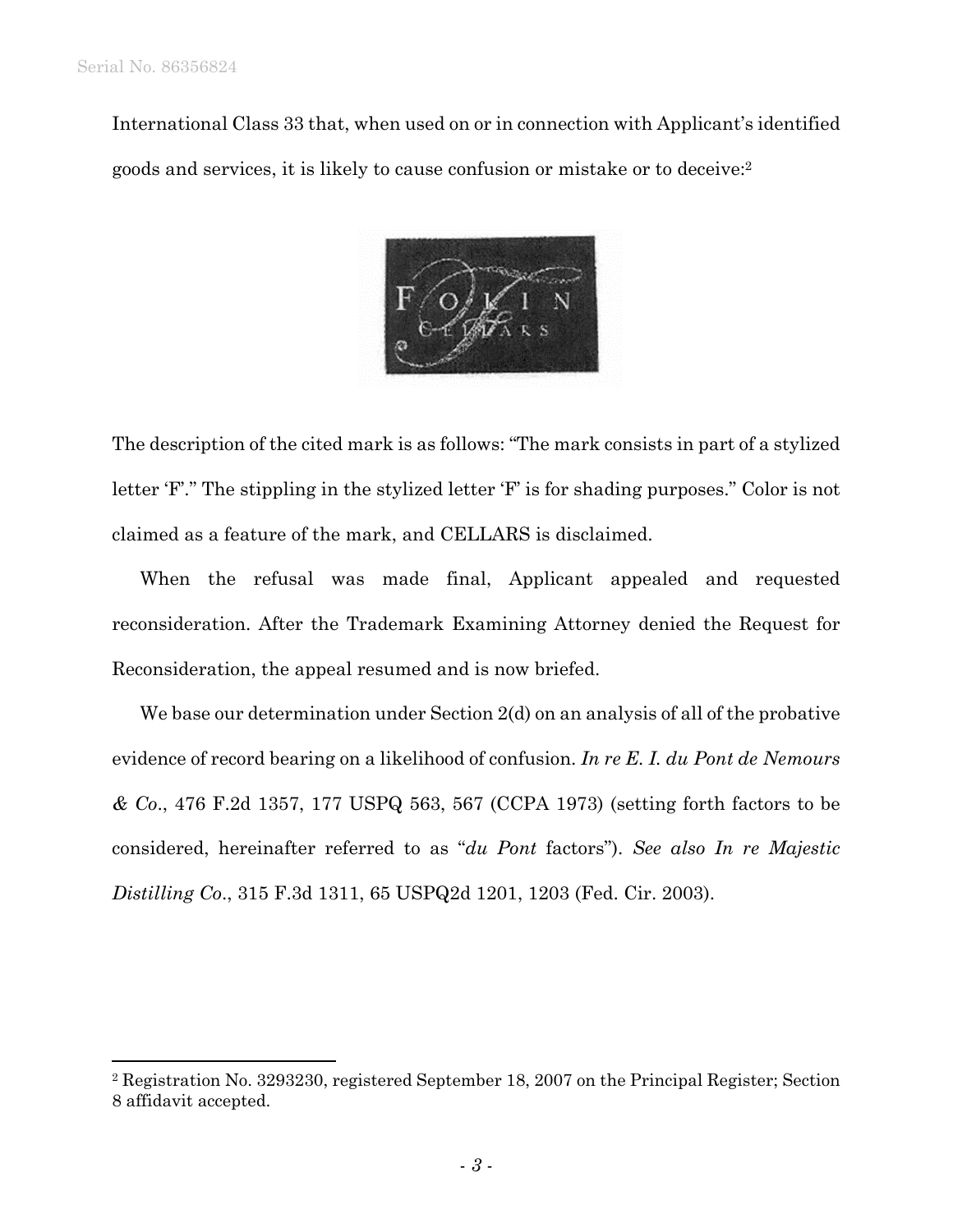International Class 33 that, when used on or in connection with Applicant's identified goods and services, it is likely to cause confusion or mistake or to deceive:[2]

The description of the cited mark is as follows: "The mark consists in part of a stylized letter 'F'." The stippling in the stylized letter 'F' is for shading purposes." Color is not claimed as a feature of the mark, and CELLARS is disclaimed.

When the refusal was made final, Applicant appealed and requested reconsideration. After the Trademark Examining Attorney denied the Request for Reconsideration, the appeal resumed and is now briefed.

We base our determination under Section 2(d) on an analysis of all of the probative evidence of record bearing on a likelihood of confusion. *In re E. I. du Pont de Nemours & Co*., 476 F.2d 1357, 177 USPQ 563, 567 (CCPA 1973) (setting forth factors to be considered, hereinafter referred to as "*du Pont* factors"). *See also In re Majestic Distilling Co*., 315 F.3d 1311, 65 USPQ2d 1201, 1203 (Fed. Cir. 2003).

---

[2] Registration No. 3293230, registered September 18, 2007 on the Principal Register; Section 8 affidavit accepted.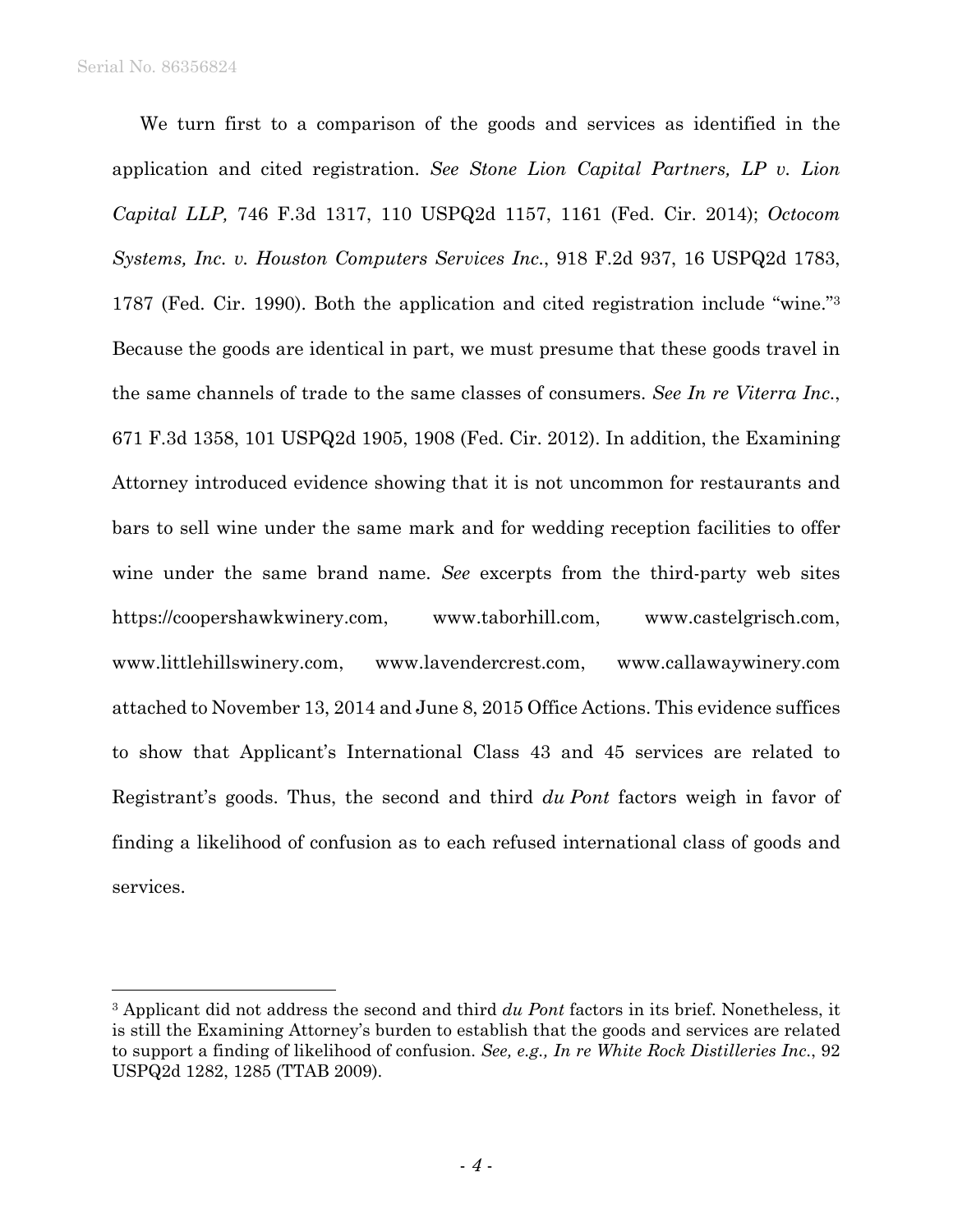We turn first to a comparison of the goods and services as identified in the application and cited registration. *See Stone Lion Capital Partners, LP v. Lion Capital LLP,* 746 F.3d 1317, 110 USPQ2d 1157, 1161 (Fed. Cir. 2014); *Octocom Systems, Inc. v. Houston Computers Services Inc.*, 918 F.2d 937, 16 USPQ2d 1783, 1787 (Fed. Cir. 1990). Both the application and cited registration include "wine."[3] Because the goods are identical in part, we must presume that these goods travel in the same channels of trade to the same classes of consumers. *See In re Viterra Inc.*, 671 F.3d 1358, 101 USPQ2d 1905, 1908 (Fed. Cir. 2012). In addition, the Examining Attorney introduced evidence showing that it is not uncommon for restaurants and bars to sell wine under the same mark and for wedding reception facilities to offer wine under the same brand name. *See* excerpts from the third-party web sites https://coopershawkwinery.com, www.taborhill.com, www.castelgrisch.com, www.littlehillswinery.com, www.lavendercrest.com, www.callawaywinery.com attached to November 13, 2014 and June 8, 2015 Office Actions. This evidence suffices to show that Applicant's International Class 43 and 45 services are related to Registrant's goods. Thus, the second and third *du Pont* factors weigh in favor of finding a likelihood of confusion as to each refused international class of goods and services.

---

[3] Applicant did not address the second and third *du Pont* factors in its brief. Nonetheless, it is still the Examining Attorney's burden to establish that the goods and services are related to support a finding of likelihood of confusion. *See, e.g., In re White Rock Distilleries Inc.*, 92 USPQ2d 1282, 1285 (TTAB 2009).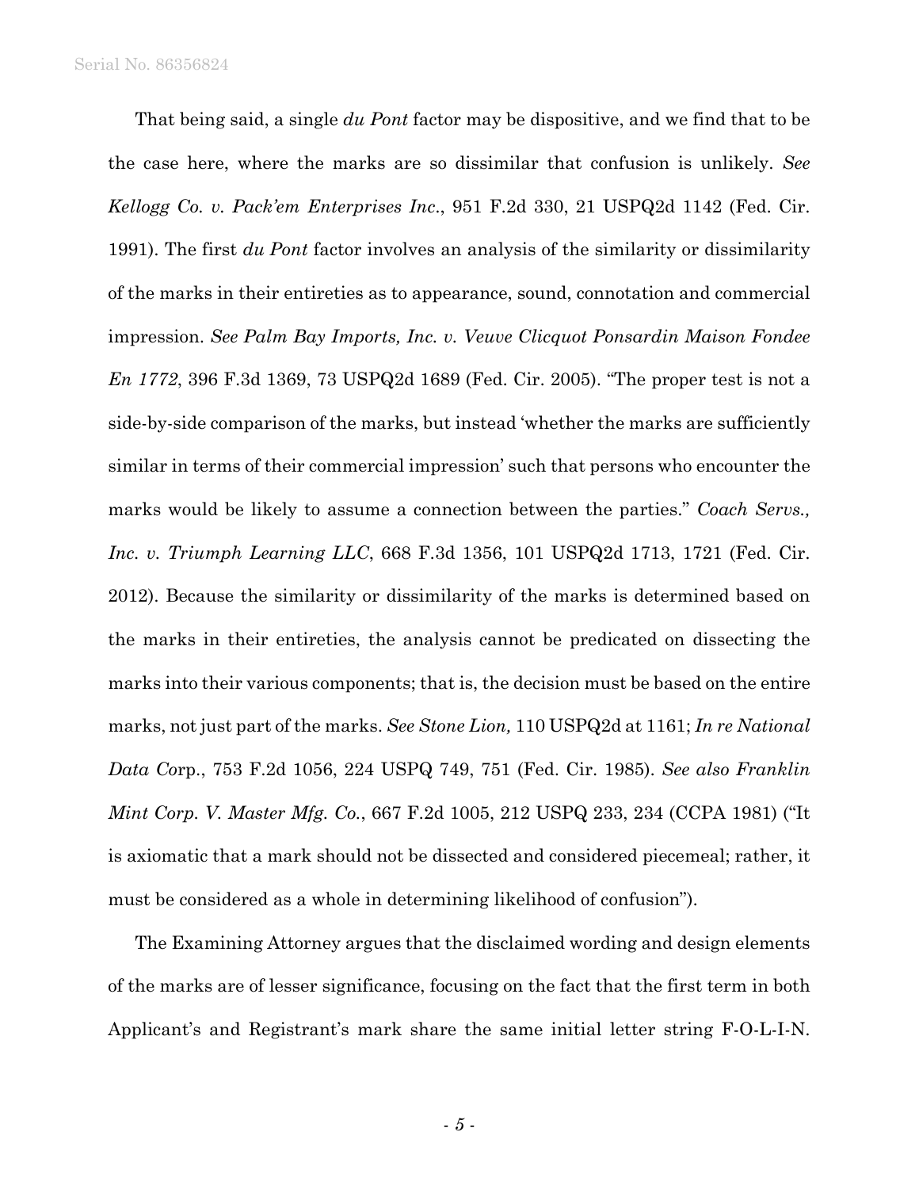That being said, a single *du Pont* factor may be dispositive, and we find that to be the case here, where the marks are so dissimilar that confusion is unlikely. *See Kellogg Co. v. Pack'em Enterprises Inc.*, 951 F.2d 330, 21 USPQ2d 1142 (Fed. Cir. 1991). The first *du Pont* factor involves an analysis of the similarity or dissimilarity of the marks in their entireties as to appearance, sound, connotation and commercial impression. *See Palm Bay Imports, Inc. v. Veuve Clicquot Ponsardin Maison Fondee En 1772*, 396 F.3d 1369, 73 USPQ2d 1689 (Fed. Cir. 2005). "The proper test is not a side-by-side comparison of the marks, but instead 'whether the marks are sufficiently similar in terms of their commercial impression' such that persons who encounter the marks would be likely to assume a connection between the parties." *Coach Servs., Inc. v. Triumph Learning LLC*, 668 F.3d 1356, 101 USPQ2d 1713, 1721 (Fed. Cir. 2012). Because the similarity or dissimilarity of the marks is determined based on the marks in their entireties, the analysis cannot be predicated on dissecting the marks into their various components; that is, the decision must be based on the entire marks, not just part of the marks. *See Stone Lion,* 110 USPQ2d at 1161; *In re National Data Co*rp., 753 F.2d 1056, 224 USPQ 749, 751 (Fed. Cir. 1985). *See also Franklin Mint Corp. V. Master Mfg. Co.*, 667 F.2d 1005, 212 USPQ 233, 234 (CCPA 1981) ("It is axiomatic that a mark should not be dissected and considered piecemeal; rather, it must be considered as a whole in determining likelihood of confusion").

The Examining Attorney argues that the disclaimed wording and design elements of the marks are of lesser significance, focusing on the fact that the first term in both Applicant's and Registrant's mark share the same initial letter string F-O-L-I-N.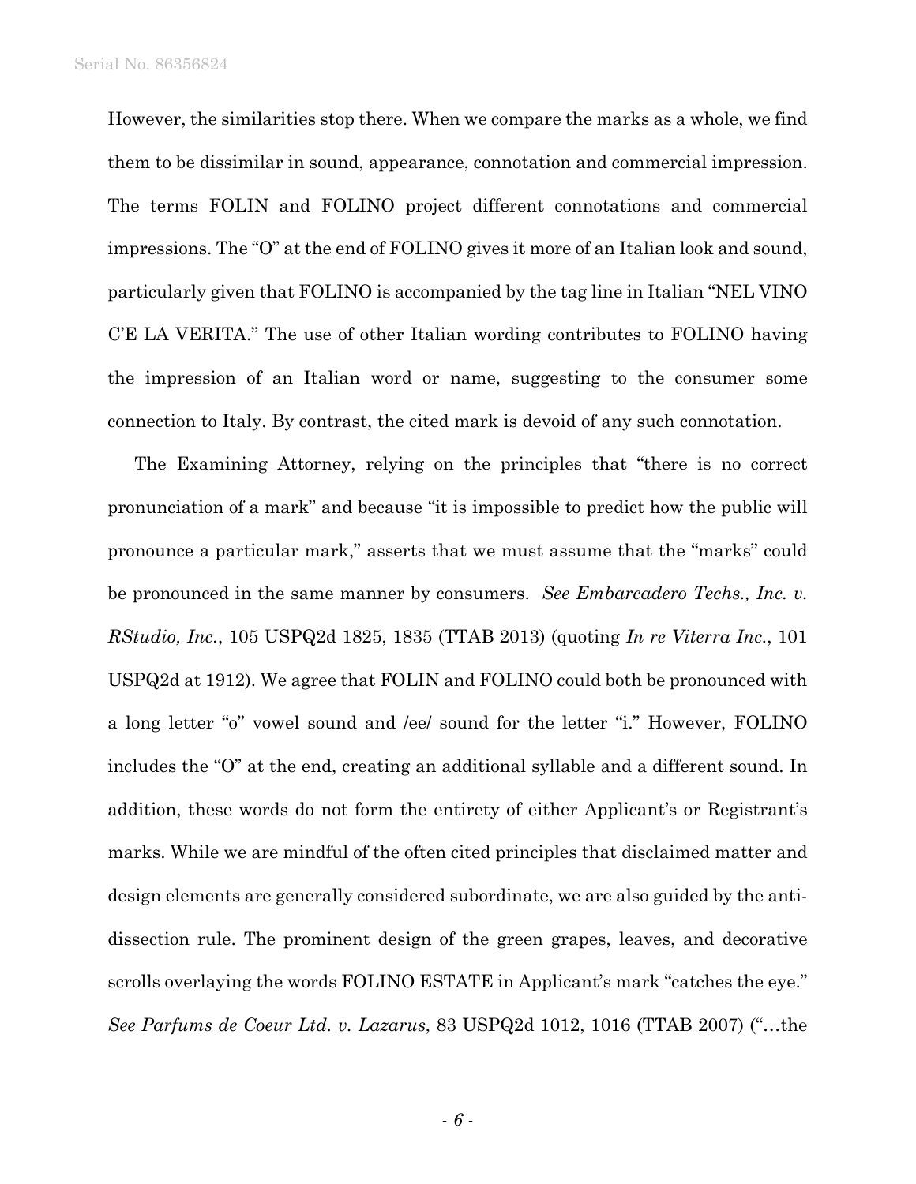However, the similarities stop there. When we compare the marks as a whole, we find them to be dissimilar in sound, appearance, connotation and commercial impression. The terms FOLIN and FOLINO project different connotations and commercial impressions. The "O" at the end of FOLINO gives it more of an Italian look and sound, particularly given that FOLINO is accompanied by the tag line in Italian "NEL VINO C'E LA VERITA." The use of other Italian wording contributes to FOLINO having the impression of an Italian word or name, suggesting to the consumer some connection to Italy. By contrast, the cited mark is devoid of any such connotation.

The Examining Attorney, relying on the principles that "there is no correct pronunciation of a mark" and because "it is impossible to predict how the public will pronounce a particular mark," asserts that we must assume that the "marks" could be pronounced in the same manner by consumers. *See Embarcadero Techs., Inc. v. RStudio, Inc.*, 105 USPQ2d 1825, 1835 (TTAB 2013) (quoting *In re Viterra Inc.*, 101 USPQ2d at 1912). We agree that FOLIN and FOLINO could both be pronounced with a long letter "o" vowel sound and /ee/ sound for the letter "i." However, FOLINO includes the "O" at the end, creating an additional syllable and a different sound. In addition, these words do not form the entirety of either Applicant's or Registrant's marks. While we are mindful of the often cited principles that disclaimed matter and design elements are generally considered subordinate, we are also guided by the anti-dissection rule. The prominent design of the green grapes, leaves, and decorative scrolls overlaying the words FOLINO ESTATE in Applicant's mark "catches the eye." *See Parfums de Coeur Ltd. v. Lazarus*, 83 USPQ2d 1012, 1016 (TTAB 2007) ("…the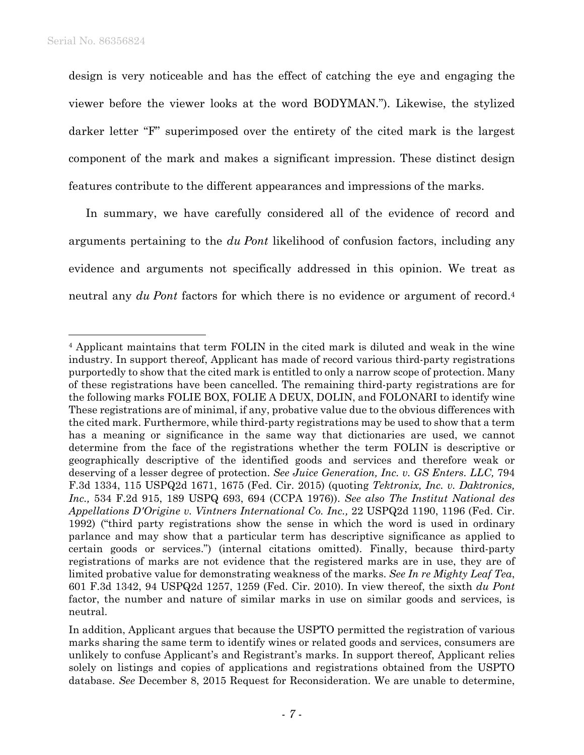design is very noticeable and has the effect of catching the eye and engaging the viewer before the viewer looks at the word BODYMAN."). Likewise, the stylized darker letter "F" superimposed over the entirety of the cited mark is the largest component of the mark and makes a significant impression. These distinct design features contribute to the different appearances and impressions of the marks.

In summary, we have carefully considered all of the evidence of record and arguments pertaining to the *du Pont* likelihood of confusion factors, including any evidence and arguments not specifically addressed in this opinion. We treat as neutral any *du Pont* factors for which there is no evidence or argument of record.[4]

---

[4] Applicant maintains that term FOLIN in the cited mark is diluted and weak in the wine industry. In support thereof, Applicant has made of record various third-party registrations purportedly to show that the cited mark is entitled to only a narrow scope of protection. Many of these registrations have been cancelled. The remaining third-party registrations are for the following marks FOLIE BOX, FOLIE A DEUX, DOLIN, and FOLONARI to identify wine These registrations are of minimal, if any, probative value due to the obvious differences with the cited mark. Furthermore, while third-party registrations may be used to show that a term has a meaning or significance in the same way that dictionaries are used, we cannot determine from the face of the registrations whether the term FOLIN is descriptive or geographically descriptive of the identified goods and services and therefore weak or deserving of a lesser degree of protection. *See Juice Generation, Inc. v. GS Enters. LLC,* 794 F.3d 1334, 115 USPQ2d 1671, 1675 (Fed. Cir. 2015) (quoting *Tektronix, Inc. v. Daktronics, Inc.,* 534 F.2d 915, 189 USPQ 693, 694 (CCPA 1976)). *See also The Institut National des Appellations D'Origine v. Vintners International Co. Inc.,* 22 USPQ2d 1190, 1196 (Fed. Cir. 1992) ("third party registrations show the sense in which the word is used in ordinary parlance and may show that a particular term has descriptive significance as applied to certain goods or services.") (internal citations omitted). Finally, because third-party registrations of marks are not evidence that the registered marks are in use, they are of limited probative value for demonstrating weakness of the marks. *See In re Mighty Leaf Tea*, 601 F.3d 1342, 94 USPQ2d 1257, 1259 (Fed. Cir. 2010). In view thereof, the sixth *du Pont* factor, the number and nature of similar marks in use on similar goods and services, is neutral.

In addition, Applicant argues that because the USPTO permitted the registration of various marks sharing the same term to identify wines or related goods and services, consumers are unlikely to confuse Applicant's and Registrant's marks. In support thereof, Applicant relies solely on listings and copies of applications and registrations obtained from the USPTO database. *See* December 8, 2015 Request for Reconsideration. We are unable to determine,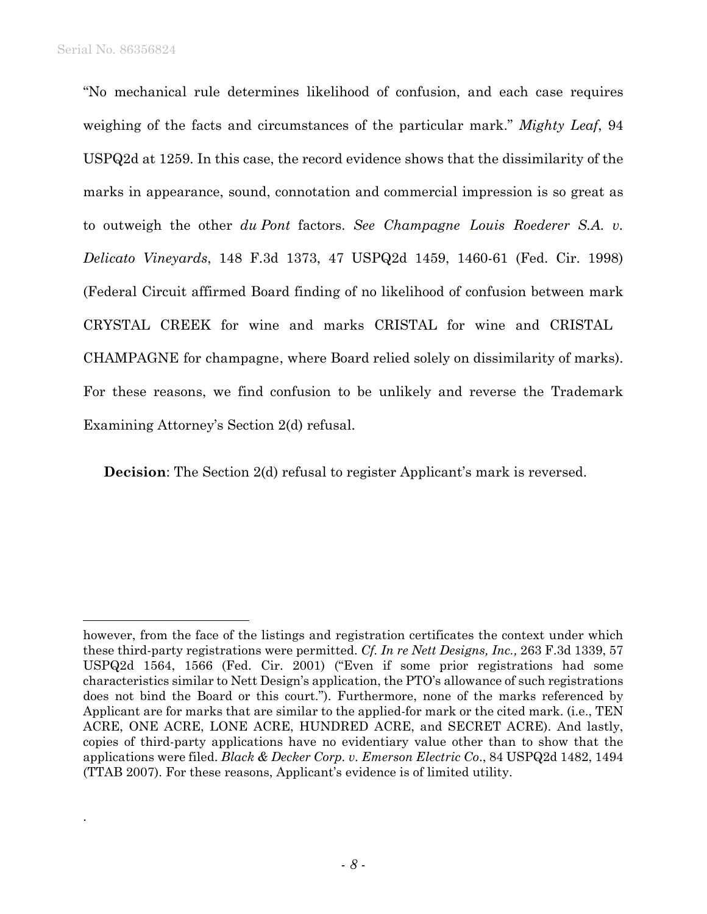"No mechanical rule determines likelihood of confusion, and each case requires weighing of the facts and circumstances of the particular mark." *Mighty Leaf*, 94 USPQ2d at 1259. In this case, the record evidence shows that the dissimilarity of the marks in appearance, sound, connotation and commercial impression is so great as to outweigh the other *du Pont* factors. *See Champagne Louis Roederer S.A. v. Delicato Vineyards*, 148 F.3d 1373, 47 USPQ2d 1459, 1460-61 (Fed. Cir. 1998) (Federal Circuit affirmed Board finding of no likelihood of confusion between mark CRYSTAL CREEK for wine and marks CRISTAL for wine and CRISTAL CHAMPAGNE for champagne, where Board relied solely on dissimilarity of marks). For these reasons, we find confusion to be unlikely and reverse the Trademark Examining Attorney's Section 2(d) refusal.

**Decision**: The Section 2(d) refusal to register Applicant's mark is reversed.

---

however, from the face of the listings and registration certificates the context under which these third-party registrations were permitted. *Cf. In re Nett Designs, Inc.,* 263 F.3d 1339, 57 USPQ2d 1564, 1566 (Fed. Cir. 2001) ("Even if some prior registrations had some characteristics similar to Nett Design's application, the PTO's allowance of such registrations does not bind the Board or this court."). Furthermore, none of the marks referenced by Applicant are for marks that are similar to the applied-for mark or the cited mark. (i.e., TEN ACRE, ONE ACRE, LONE ACRE, HUNDRED ACRE, and SECRET ACRE). And lastly, copies of third-party applications have no evidentiary value other than to show that the applications were filed. *Black & Decker Corp. v. Emerson Electric Co*., 84 USPQ2d 1482, 1494 (TTAB 2007). For these reasons, Applicant's evidence is of limited utility.

.